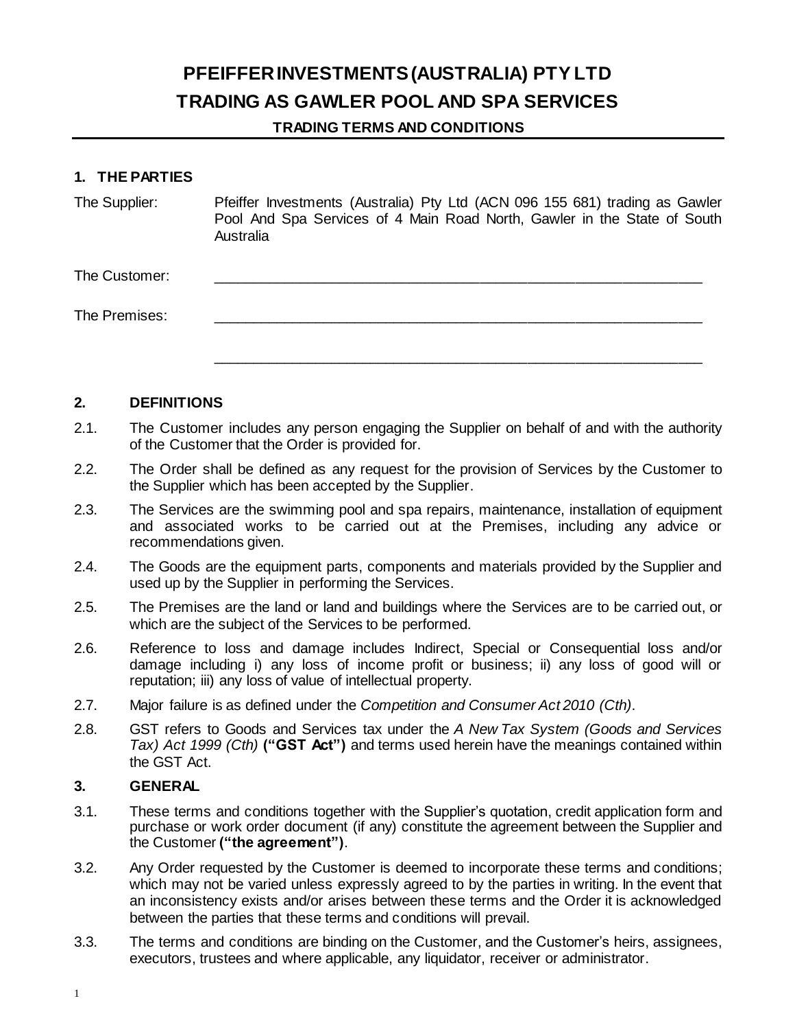# PFEIFFER INVESTMENTS (AUSTRALIA) PTY LTD
# TRADING AS GAWLER POOL AND SPA SERVICES

**TRADING TERMS AND CONDITIONS**

## 1. THE PARTIES

| | |
|---|---|
| The Supplier: | Pfeiffer Investments (Australia) Pty Ltd (ACN 096 155 681) trading as Gawler Pool And Spa Services of 4 Main Road North, Gawler in the State of South Australia |
| The Customer: | ______________________________________________________________ |
| The Premises: | ______________________________________________________________ |
| | ______________________________________________________________ |

## 2. DEFINITIONS

2.1. The Customer includes any person engaging the Supplier on behalf of and with the authority of the Customer that the Order is provided for.

2.2. The Order shall be defined as any request for the provision of Services by the Customer to the Supplier which has been accepted by the Supplier.

2.3. The Services are the swimming pool and spa repairs, maintenance, installation of equipment and associated works to be carried out at the Premises, including any advice or recommendations given.

2.4. The Goods are the equipment parts, components and materials provided by the Supplier and used up by the Supplier in performing the Services.

2.5. The Premises are the land or land and buildings where the Services are to be carried out, or which are the subject of the Services to be performed.

2.6. Reference to loss and damage includes Indirect, Special or Consequential loss and/or damage including i) any loss of income profit or business; ii) any loss of good will or reputation; iii) any loss of value of intellectual property.

2.7. Major failure is as defined under the *Competition and Consumer Act 2010 (Cth)*.

2.8. GST refers to Goods and Services tax under the *A New Tax System (Goods and Services Tax) Act 1999 (Cth)* **("GST Act")** and terms used herein have the meanings contained within the GST Act.

## 3. GENERAL

3.1. These terms and conditions together with the Supplier's quotation, credit application form and purchase or work order document (if any) constitute the agreement between the Supplier and the Customer **("the agreement")**.

3.2. Any Order requested by the Customer is deemed to incorporate these terms and conditions; which may not be varied unless expressly agreed to by the parties in writing. In the event that an inconsistency exists and/or arises between these terms and the Order it is acknowledged between the parties that these terms and conditions will prevail.

3.3. The terms and conditions are binding on the Customer, and the Customer's heirs, assignees, executors, trustees and where applicable, any liquidator, receiver or administrator.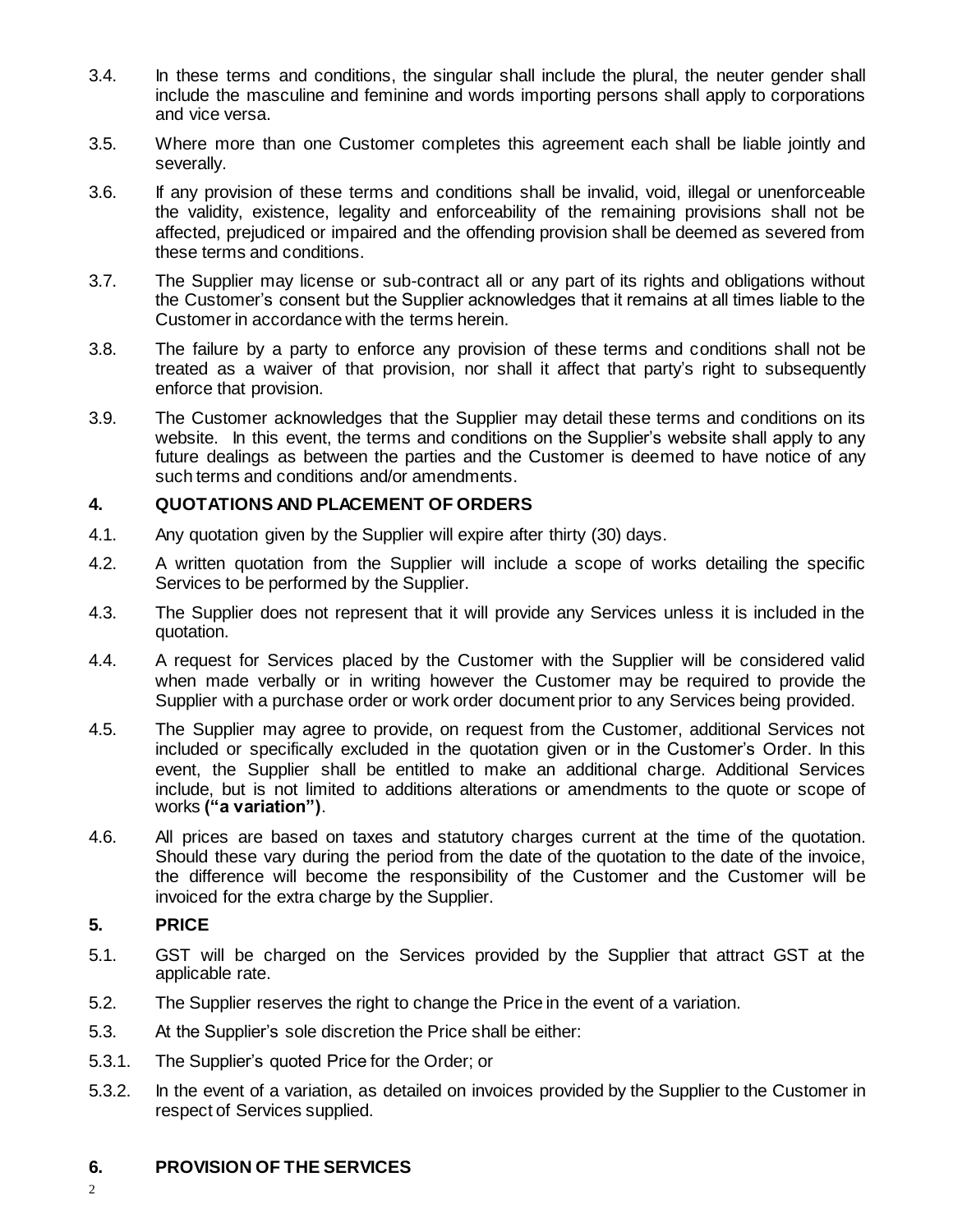3.4. In these terms and conditions, the singular shall include the plural, the neuter gender shall include the masculine and feminine and words importing persons shall apply to corporations and vice versa.

3.5. Where more than one Customer completes this agreement each shall be liable jointly and severally.

3.6. If any provision of these terms and conditions shall be invalid, void, illegal or unenforceable the validity, existence, legality and enforceability of the remaining provisions shall not be affected, prejudiced or impaired and the offending provision shall be deemed as severed from these terms and conditions.

3.7. The Supplier may license or sub-contract all or any part of its rights and obligations without the Customer's consent but the Supplier acknowledges that it remains at all times liable to the Customer in accordance with the terms herein.

3.8. The failure by a party to enforce any provision of these terms and conditions shall not be treated as a waiver of that provision, nor shall it affect that party's right to subsequently enforce that provision.

3.9. The Customer acknowledges that the Supplier may detail these terms and conditions on its website. In this event, the terms and conditions on the Supplier's website shall apply to any future dealings as between the parties and the Customer is deemed to have notice of any such terms and conditions and/or amendments.

## 4. QUOTATIONS AND PLACEMENT OF ORDERS

4.1. Any quotation given by the Supplier will expire after thirty (30) days.

4.2. A written quotation from the Supplier will include a scope of works detailing the specific Services to be performed by the Supplier.

4.3. The Supplier does not represent that it will provide any Services unless it is included in the quotation.

4.4. A request for Services placed by the Customer with the Supplier will be considered valid when made verbally or in writing however the Customer may be required to provide the Supplier with a purchase order or work order document prior to any Services being provided.

4.5. The Supplier may agree to provide, on request from the Customer, additional Services not included or specifically excluded in the quotation given or in the Customer's Order. In this event, the Supplier shall be entitled to make an additional charge. Additional Services include, but is not limited to additions alterations or amendments to the quote or scope of works **("a variation")**.

4.6. All prices are based on taxes and statutory charges current at the time of the quotation. Should these vary during the period from the date of the quotation to the date of the invoice, the difference will become the responsibility of the Customer and the Customer will be invoiced for the extra charge by the Supplier.

## 5. PRICE

5.1. GST will be charged on the Services provided by the Supplier that attract GST at the applicable rate.

5.2. The Supplier reserves the right to change the Price in the event of a variation.

5.3. At the Supplier's sole discretion the Price shall be either:

5.3.1. The Supplier's quoted Price for the Order; or

5.3.2. In the event of a variation, as detailed on invoices provided by the Supplier to the Customer in respect of Services supplied.

## 6. PROVISION OF THE SERVICES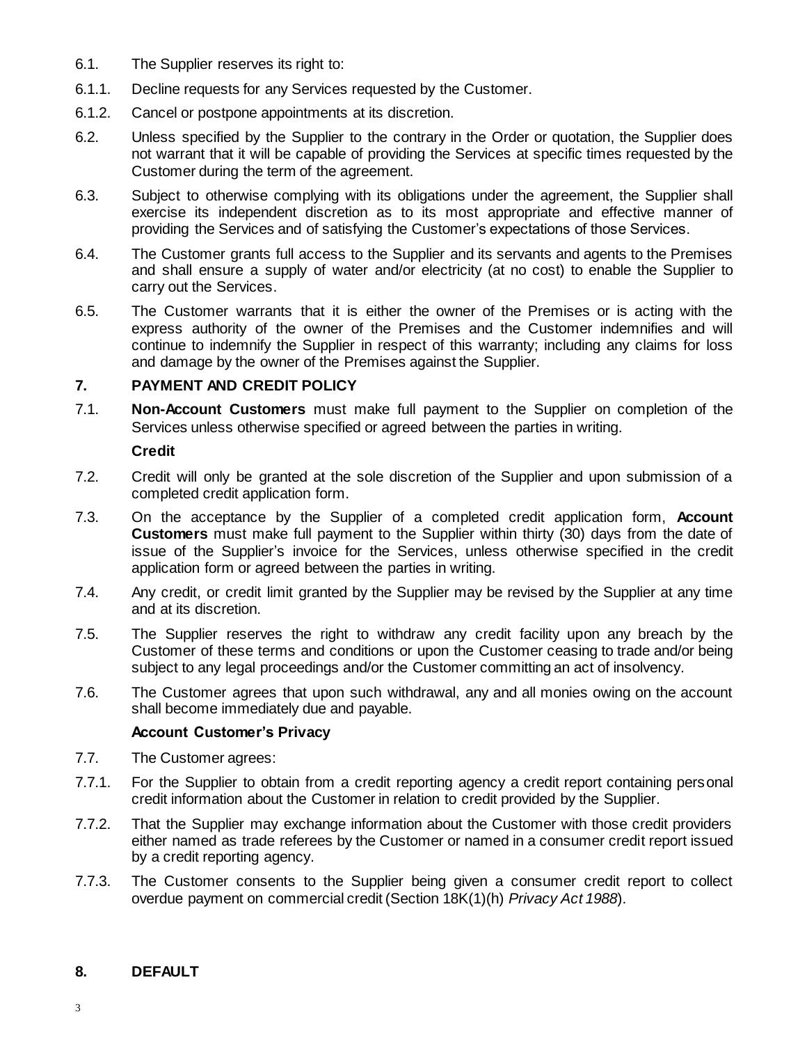6.1. The Supplier reserves its right to:

6.1.1. Decline requests for any Services requested by the Customer.

6.1.2. Cancel or postpone appointments at its discretion.

6.2. Unless specified by the Supplier to the contrary in the Order or quotation, the Supplier does not warrant that it will be capable of providing the Services at specific times requested by the Customer during the term of the agreement.

6.3. Subject to otherwise complying with its obligations under the agreement, the Supplier shall exercise its independent discretion as to its most appropriate and effective manner of providing the Services and of satisfying the Customer's expectations of those Services.

6.4. The Customer grants full access to the Supplier and its servants and agents to the Premises and shall ensure a supply of water and/or electricity (at no cost) to enable the Supplier to carry out the Services.

6.5. The Customer warrants that it is either the owner of the Premises or is acting with the express authority of the owner of the Premises and the Customer indemnifies and will continue to indemnify the Supplier in respect of this warranty; including any claims for loss and damage by the owner of the Premises against the Supplier.

## 7. PAYMENT AND CREDIT POLICY

7.1. **Non-Account Customers** must make full payment to the Supplier on completion of the Services unless otherwise specified or agreed between the parties in writing.

**Credit**

7.2. Credit will only be granted at the sole discretion of the Supplier and upon submission of a completed credit application form.

7.3. On the acceptance by the Supplier of a completed credit application form, **Account Customers** must make full payment to the Supplier within thirty (30) days from the date of issue of the Supplier's invoice for the Services, unless otherwise specified in the credit application form or agreed between the parties in writing.

7.4. Any credit, or credit limit granted by the Supplier may be revised by the Supplier at any time and at its discretion.

7.5. The Supplier reserves the right to withdraw any credit facility upon any breach by the Customer of these terms and conditions or upon the Customer ceasing to trade and/or being subject to any legal proceedings and/or the Customer committing an act of insolvency.

7.6. The Customer agrees that upon such withdrawal, any and all monies owing on the account shall become immediately due and payable.

**Account Customer's Privacy**

7.7. The Customer agrees:

7.7.1. For the Supplier to obtain from a credit reporting agency a credit report containing personal credit information about the Customer in relation to credit provided by the Supplier.

7.7.2. That the Supplier may exchange information about the Customer with those credit providers either named as trade referees by the Customer or named in a consumer credit report issued by a credit reporting agency.

7.7.3. The Customer consents to the Supplier being given a consumer credit report to collect overdue payment on commercial credit (Section 18K(1)(h) *Privacy Act 1988*).

## 8. DEFAULT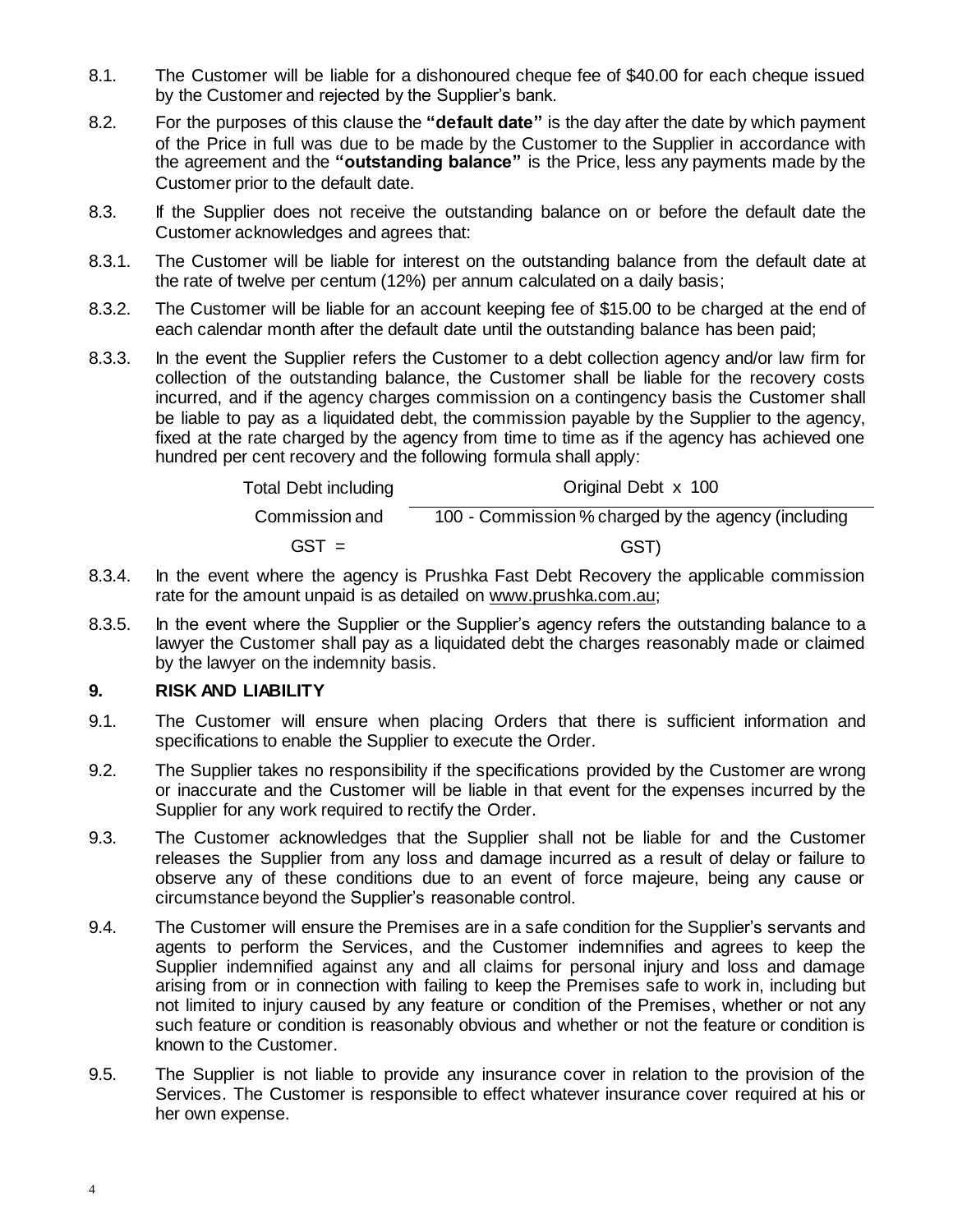8.1. The Customer will be liable for a dishonoured cheque fee of $40.00 for each cheque issued by the Customer and rejected by the Supplier's bank.

8.2. For the purposes of this clause the **"default date"** is the day after the date by which payment of the Price in full was due to be made by the Customer to the Supplier in accordance with the agreement and the **"outstanding balance"** is the Price, less any payments made by the Customer prior to the default date.

8.3. If the Supplier does not receive the outstanding balance on or before the default date the Customer acknowledges and agrees that:

8.3.1. The Customer will be liable for interest on the outstanding balance from the default date at the rate of twelve per centum (12%) per annum calculated on a daily basis;

8.3.2. The Customer will be liable for an account keeping fee of $15.00 to be charged at the end of each calendar month after the default date until the outstanding balance has been paid;

8.3.3. In the event the Supplier refers the Customer to a debt collection agency and/or law firm for collection of the outstanding balance, the Customer shall be liable for the recovery costs incurred, and if the agency charges commission on a contingency basis the Customer shall be liable to pay as a liquidated debt, the commission payable by the Supplier to the agency, fixed at the rate charged by the agency from time to time as if the agency has achieved one hundred per cent recovery and the following formula shall apply:

$$\text{Total Debt including Commission and GST} = \frac{\text{Original Debt} \times 100}{100 - \text{Commission \% charged by the agency (including GST)}}$$

8.3.4. In the event where the agency is Prushka Fast Debt Recovery the applicable commission rate for the amount unpaid is as detailed on www.prushka.com.au;

8.3.5. In the event where the Supplier or the Supplier's agency refers the outstanding balance to a lawyer the Customer shall pay as a liquidated debt the charges reasonably made or claimed by the lawyer on the indemnity basis.

## 9. RISK AND LIABILITY

9.1. The Customer will ensure when placing Orders that there is sufficient information and specifications to enable the Supplier to execute the Order.

9.2. The Supplier takes no responsibility if the specifications provided by the Customer are wrong or inaccurate and the Customer will be liable in that event for the expenses incurred by the Supplier for any work required to rectify the Order.

9.3. The Customer acknowledges that the Supplier shall not be liable for and the Customer releases the Supplier from any loss and damage incurred as a result of delay or failure to observe any of these conditions due to an event of force majeure, being any cause or circumstance beyond the Supplier's reasonable control.

9.4. The Customer will ensure the Premises are in a safe condition for the Supplier's servants and agents to perform the Services, and the Customer indemnifies and agrees to keep the Supplier indemnified against any and all claims for personal injury and loss and damage arising from or in connection with failing to keep the Premises safe to work in, including but not limited to injury caused by any feature or condition of the Premises, whether or not any such feature or condition is reasonably obvious and whether or not the feature or condition is known to the Customer.

9.5. The Supplier is not liable to provide any insurance cover in relation to the provision of the Services. The Customer is responsible to effect whatever insurance cover required at his or her own expense.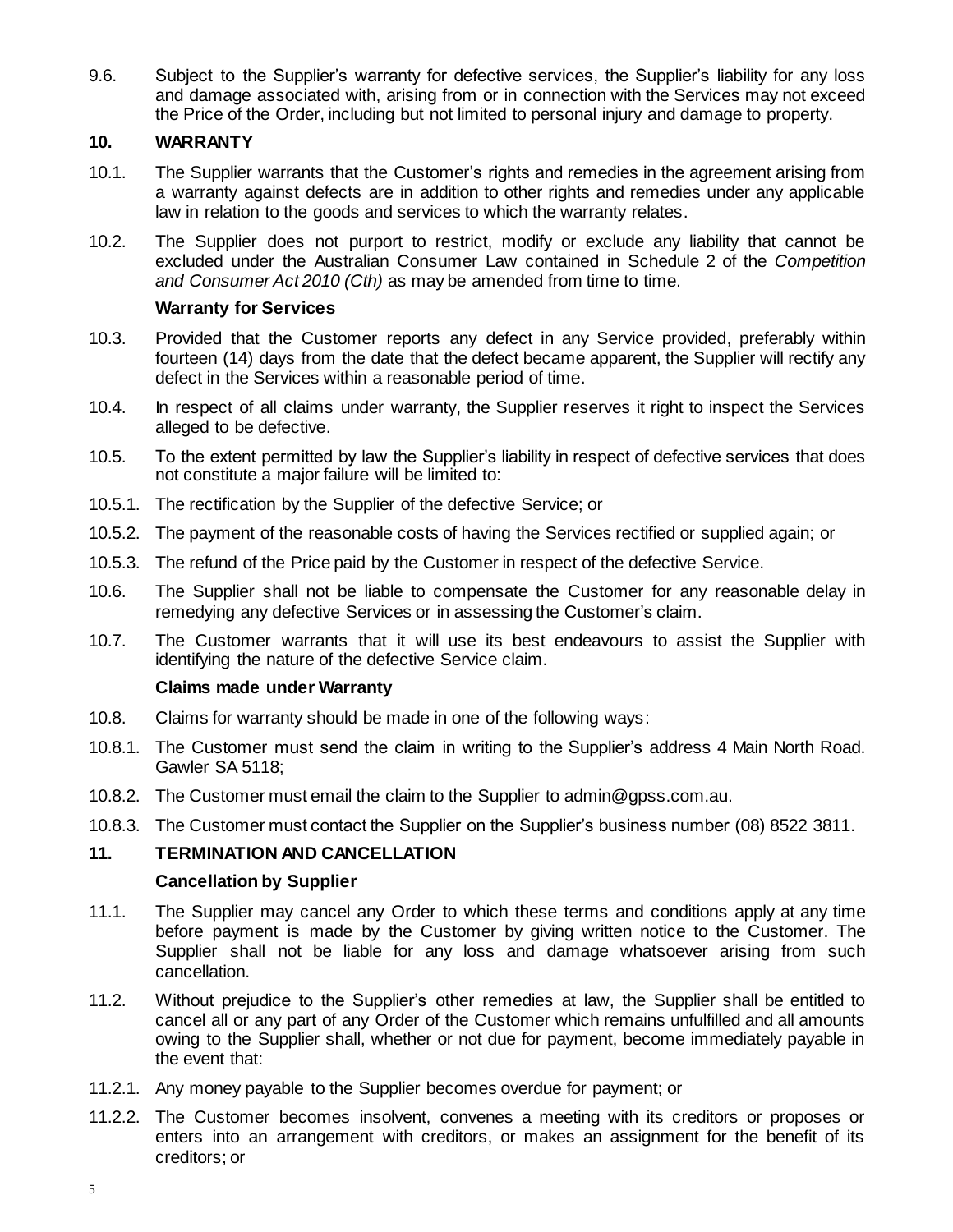9.6. Subject to the Supplier's warranty for defective services, the Supplier's liability for any loss and damage associated with, arising from or in connection with the Services may not exceed the Price of the Order, including but not limited to personal injury and damage to property.

## 10. WARRANTY

10.1. The Supplier warrants that the Customer's rights and remedies in the agreement arising from a warranty against defects are in addition to other rights and remedies under any applicable law in relation to the goods and services to which the warranty relates.

10.2. The Supplier does not purport to restrict, modify or exclude any liability that cannot be excluded under the Australian Consumer Law contained in Schedule 2 of the *Competition and Consumer Act 2010 (Cth)* as may be amended from time to time.

### Warranty for Services

10.3. Provided that the Customer reports any defect in any Service provided, preferably within fourteen (14) days from the date that the defect became apparent, the Supplier will rectify any defect in the Services within a reasonable period of time.

10.4. In respect of all claims under warranty, the Supplier reserves it right to inspect the Services alleged to be defective.

10.5. To the extent permitted by law the Supplier's liability in respect of defective services that does not constitute a major failure will be limited to:

10.5.1. The rectification by the Supplier of the defective Service; or

10.5.2. The payment of the reasonable costs of having the Services rectified or supplied again; or

10.5.3. The refund of the Price paid by the Customer in respect of the defective Service.

10.6. The Supplier shall not be liable to compensate the Customer for any reasonable delay in remedying any defective Services or in assessing the Customer's claim.

10.7. The Customer warrants that it will use its best endeavours to assist the Supplier with identifying the nature of the defective Service claim.

### Claims made under Warranty

10.8. Claims for warranty should be made in one of the following ways:

10.8.1. The Customer must send the claim in writing to the Supplier's address 4 Main North Road. Gawler SA 5118;

10.8.2. The Customer must email the claim to the Supplier to admin@gpss.com.au.

10.8.3. The Customer must contact the Supplier on the Supplier's business number (08) 8522 3811.

## 11. TERMINATION AND CANCELLATION

### Cancellation by Supplier

11.1. The Supplier may cancel any Order to which these terms and conditions apply at any time before payment is made by the Customer by giving written notice to the Customer. The Supplier shall not be liable for any loss and damage whatsoever arising from such cancellation.

11.2. Without prejudice to the Supplier's other remedies at law, the Supplier shall be entitled to cancel all or any part of any Order of the Customer which remains unfulfilled and all amounts owing to the Supplier shall, whether or not due for payment, become immediately payable in the event that:

11.2.1. Any money payable to the Supplier becomes overdue for payment; or

11.2.2. The Customer becomes insolvent, convenes a meeting with its creditors or proposes or enters into an arrangement with creditors, or makes an assignment for the benefit of its creditors; or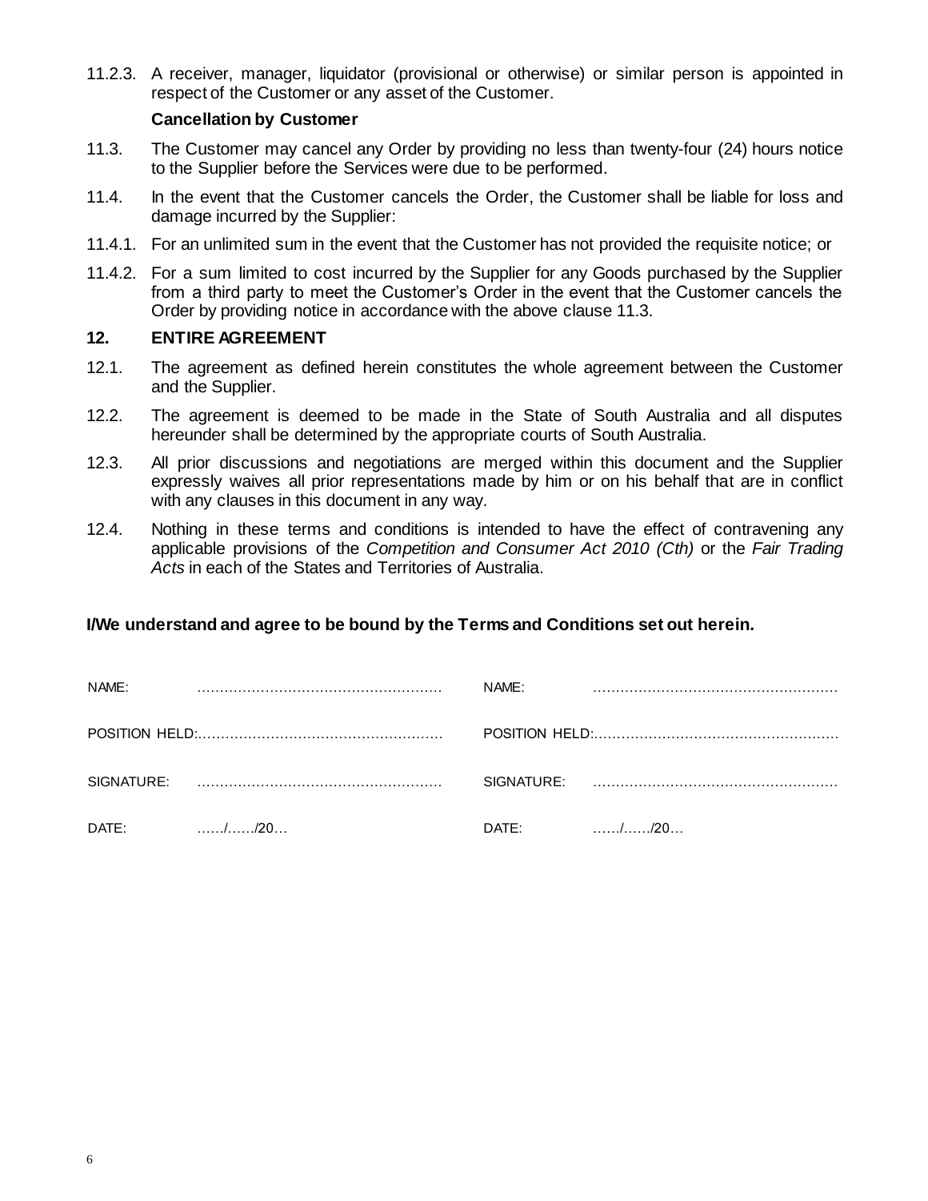11.2.3. A receiver, manager, liquidator (provisional or otherwise) or similar person is appointed in respect of the Customer or any asset of the Customer.

**Cancellation by Customer**

11.3. The Customer may cancel any Order by providing no less than twenty-four (24) hours notice to the Supplier before the Services were due to be performed.

11.4. In the event that the Customer cancels the Order, the Customer shall be liable for loss and damage incurred by the Supplier:

11.4.1. For an unlimited sum in the event that the Customer has not provided the requisite notice; or

11.4.2. For a sum limited to cost incurred by the Supplier for any Goods purchased by the Supplier from a third party to meet the Customer's Order in the event that the Customer cancels the Order by providing notice in accordance with the above clause 11.3.

## 12. ENTIRE AGREEMENT

12.1. The agreement as defined herein constitutes the whole agreement between the Customer and the Supplier.

12.2. The agreement is deemed to be made in the State of South Australia and all disputes hereunder shall be determined by the appropriate courts of South Australia.

12.3. All prior discussions and negotiations are merged within this document and the Supplier expressly waives all prior representations made by him or on his behalf that are in conflict with any clauses in this document in any way.

12.4. Nothing in these terms and conditions is intended to have the effect of contravening any applicable provisions of the *Competition and Consumer Act 2010 (Cth)* or the *Fair Trading Acts* in each of the States and Territories of Australia.

**I/We understand and agree to be bound by the Terms and Conditions set out herein.**

NAME: ………………………………………………    NAME: ………………………………………………

POSITION HELD:………………………………………………    POSITION HELD:………………………………………………

SIGNATURE: ………………………………………………    SIGNATURE: ………………………………………………

DATE: ……/……/20…    DATE: ……/……/20…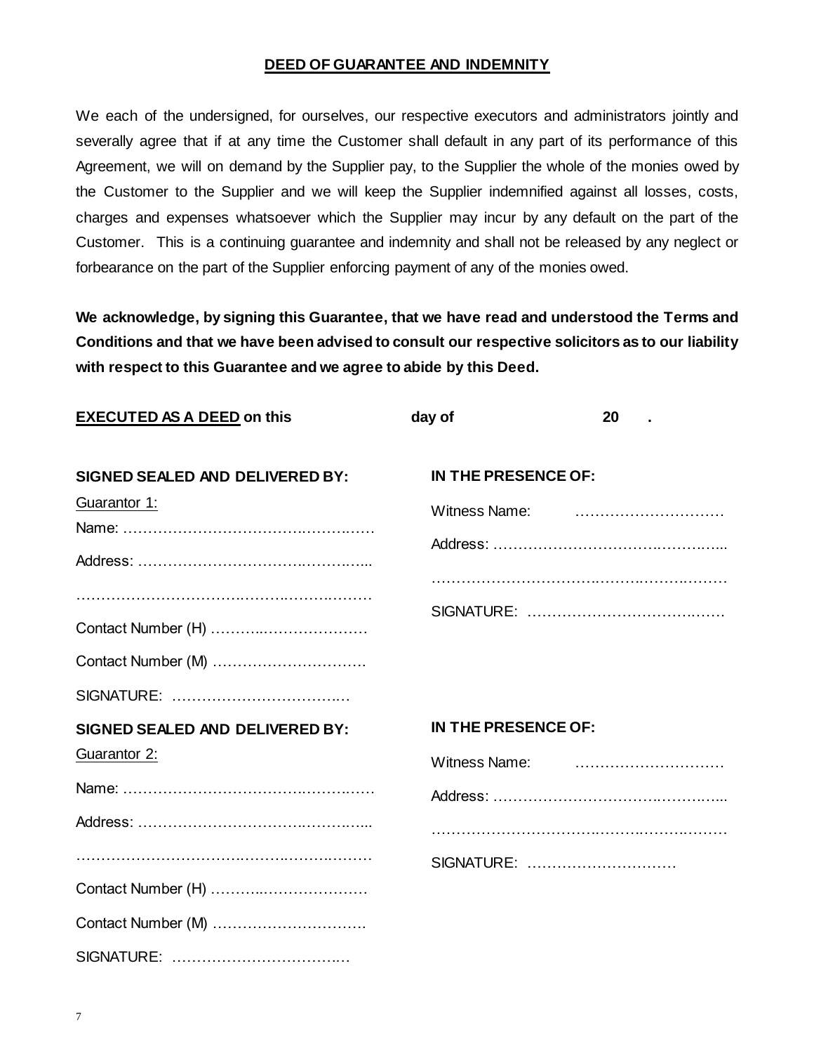**DEED OF GUARANTEE AND INDEMNITY**

We each of the undersigned, for ourselves, our respective executors and administrators jointly and severally agree that if at any time the Customer shall default in any part of its performance of this Agreement, we will on demand by the Supplier pay, to the Supplier the whole of the monies owed by the Customer to the Supplier and we will keep the Supplier indemnified against all losses, costs, charges and expenses whatsoever which the Supplier may incur by any default on the part of the Customer. This is a continuing guarantee and indemnity and shall not be released by any neglect or forbearance on the part of the Supplier enforcing payment of any of the monies owed.

**We acknowledge, by signing this Guarantee, that we have read and understood the Terms and Conditions and that we have been advised to consult our respective solicitors as to our liability with respect to this Guarantee and we agree to abide by this Deed.**

**EXECUTED AS A DEED on this day of 20 .**

**SIGNED SEALED AND DELIVERED BY:**

Guarantor 1:

Name: ……………………………………………

Address: ……………………………………….

………………………………………………….

Contact Number (H) …………………………

Contact Number (M) …………………………

SIGNATURE: ……………………………

**IN THE PRESENCE OF:**

Witness Name: …………………………

Address: ……………………………………….

………………………………………………….

SIGNATURE: ………………………………

**SIGNED SEALED AND DELIVERED BY:**

Guarantor 2:

Name: ……………………………………………

Address: ……………………………………….

………………………………………………….

Contact Number (H) …………………………

Contact Number (M) …………………………

SIGNATURE: ……………………………

**IN THE PRESENCE OF:**

Witness Name: …………………………

Address: ……………………………………….

………………………………………………….

SIGNATURE: …………………………